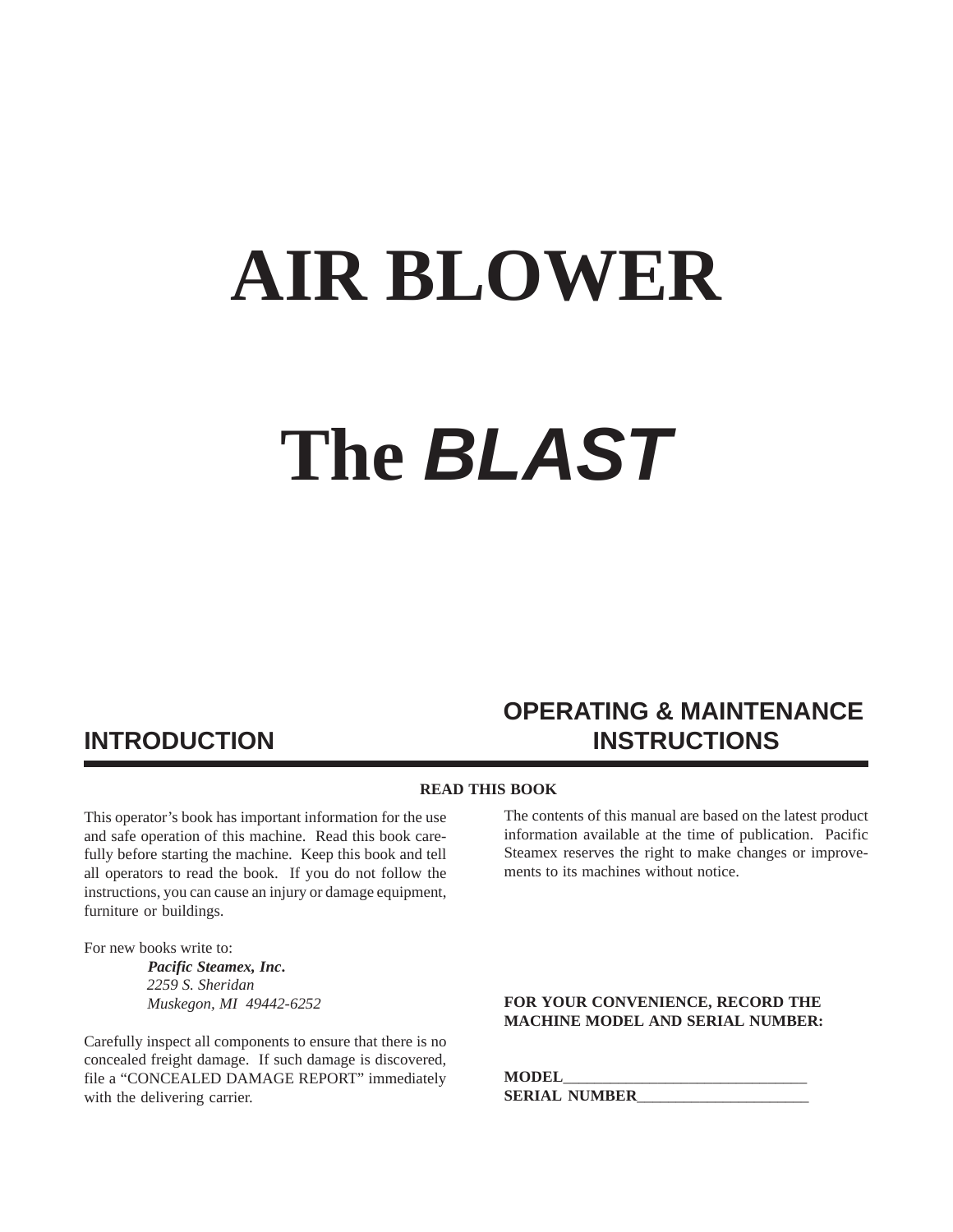# AIR BLOWER

# The *BLAST*

## INTRODUCTION

## OPERATING & MAINTENANCE INSTRUCTIONS

**READ THIS BOOK**

This operator's book has important information for the use and safe operation of this machine. Read this book carefully before starting the machine. Keep this book and tell all operators to read the book. If you do not follow the instructions, you can cause an injury or damage equipment, furniture or buildings.

For new books write to:

> ***Pacific Steamex, Inc.***
> *2259 S. Sheridan*
> *Muskegon, MI 49442-6252*

Carefully inspect all components to ensure that there is no concealed freight damage. If such damage is discovered, file a "CONCEALED DAMAGE REPORT" immediately with the delivering carrier.

The contents of this manual are based on the latest product information available at the time of publication. Pacific Steamex reserves the right to make changes or improvements to its machines without notice.

**FOR YOUR CONVENIENCE, RECORD THE MACHINE MODEL AND SERIAL NUMBER:**

**MODEL**_______________________________

**SERIAL NUMBER**______________________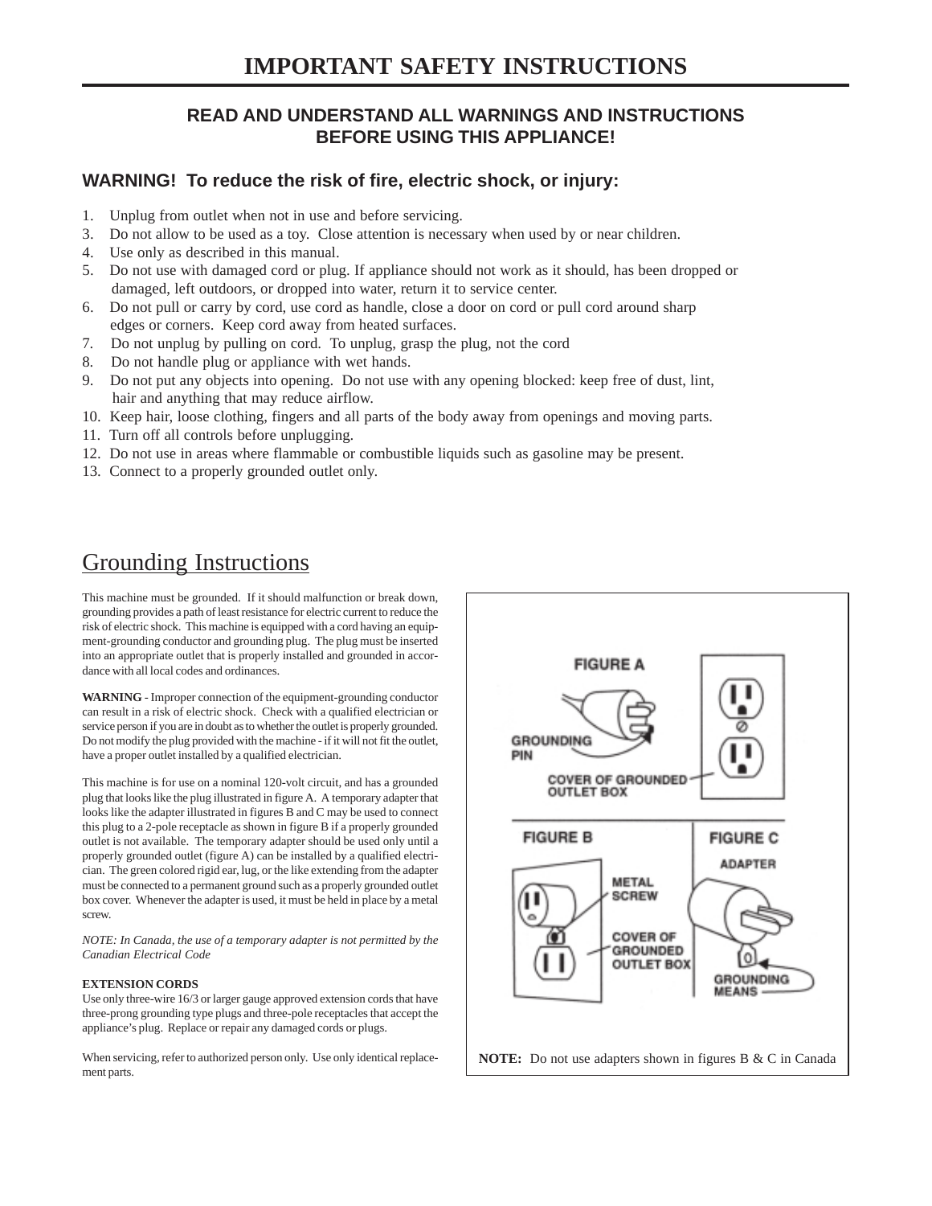# IMPORTANT SAFETY INSTRUCTIONS

**READ AND UNDERSTAND ALL WARNINGS AND INSTRUCTIONS BEFORE USING THIS APPLIANCE!**

### WARNING! To reduce the risk of fire, electric shock, or injury:

1. Unplug from outlet when not in use and before servicing.
3. Do not allow to be used as a toy. Close attention is necessary when used by or near children.
4. Use only as described in this manual.
5. Do not use with damaged cord or plug. If appliance should not work as it should, has been dropped or damaged, left outdoors, or dropped into water, return it to service center.
6. Do not pull or carry by cord, use cord as handle, close a door on cord or pull cord around sharp edges or corners. Keep cord away from heated surfaces.
7. Do not unplug by pulling on cord. To unplug, grasp the plug, not the cord
8. Do not handle plug or appliance with wet hands.
9. Do not put any objects into opening. Do not use with any opening blocked: keep free of dust, lint, hair and anything that may reduce airflow.
10. Keep hair, loose clothing, fingers and all parts of the body away from openings and moving parts.
11. Turn off all controls before unplugging.
12. Do not use in areas where flammable or combustible liquids such as gasoline may be present.
13. Connect to a properly grounded outlet only.

## Grounding Instructions

This machine must be grounded. If it should malfunction or break down, grounding provides a path of least resistance for electric current to reduce the risk of electric shock. This machine is equipped with a cord having an equipment-grounding conductor and grounding plug. The plug must be inserted into an appropriate outlet that is properly installed and grounded in accordance with all local codes and ordinances.

**WARNING** - Improper connection of the equipment-grounding conductor can result in a risk of electric shock. Check with a qualified electrician or service person if you are in doubt as to whether the outlet is properly grounded. Do not modify the plug provided with the machine - if it will not fit the outlet, have a proper outlet installed by a qualified electrician.

This machine is for use on a nominal 120-volt circuit, and has a grounded plug that looks like the plug illustrated in figure A. A temporary adapter that looks like the adapter illustrated in figures B and C may be used to connect this plug to a 2-pole receptacle as shown in figure B if a properly grounded outlet is not available. The temporary adapter should be used only until a properly grounded outlet (figure A) can be installed by a qualified electrician. The green colored rigid ear, lug, or the like extending from the adapter must be connected to a permanent ground such as a properly grounded outlet box cover. Whenever the adapter is used, it must be held in place by a metal screw.

*NOTE: In Canada, the use of a temporary adapter is not permitted by the Canadian Electrical Code*

**EXTENSION CORDS**

Use only three-wire 16/3 or larger gauge approved extension cords that have three-prong grounding type plugs and three-pole receptacles that accept the appliance's plug. Replace or repair any damaged cords or plugs.

When servicing, refer to authorized person only. Use only identical replacement parts.

FIGURE A — GROUNDING PIN; COVER OF GROUNDED OUTLET BOX

FIGURE B — METAL SCREW; COVER OF GROUNDED OUTLET BOX

FIGURE C — ADAPTER; GROUNDING MEANS

**NOTE:** Do not use adapters shown in figures B & C in Canada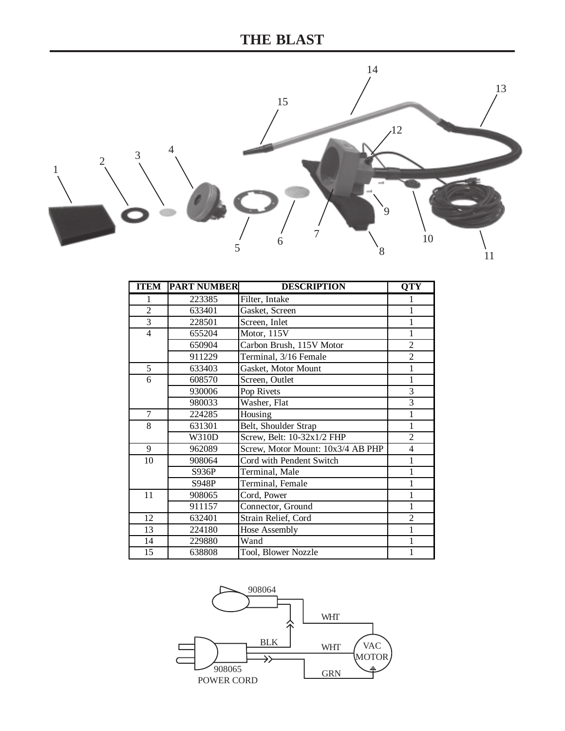# THE BLAST

| ITEM | PART NUMBER | DESCRIPTION | QTY |
|---|---|---|---|
| 1 | 223385 | Filter, Intake | 1 |
| 2 | 633401 | Gasket, Screen | 1 |
| 3 | 228501 | Screen, Inlet | 1 |
| 4 | 655204 | Motor, 115V | 1 |
| | 650904 | Carbon Brush, 115V Motor | 2 |
| | 911229 | Terminal, 3/16 Female | 2 |
| 5 | 633403 | Gasket, Motor Mount | 1 |
| 6 | 608570 | Screen, Outlet | 1 |
| | 930006 | Pop Rivets | 3 |
| | 980033 | Washer, Flat | 3 |
| 7 | 224285 | Housing | 1 |
| 8 | 631301 | Belt, Shoulder Strap | 1 |
| | W310D | Screw, Belt: 10-32x1/2 FHP | 2 |
| 9 | 962089 | Screw, Motor Mount: 10x3/4 AB PHP | 4 |
| 10 | 908064 | Cord with Pendent Switch | 1 |
| | S936P | Terminal, Male | 1 |
| | S948P | Terminal, Female | 1 |
| 11 | 908065 | Cord, Power | 1 |
| | 911157 | Connector, Ground | 1 |
| 12 | 632401 | Strain Relief, Cord | 2 |
| 13 | 224180 | Hose Assembly | 1 |
| 14 | 229880 | Wand | 1 |
| 15 | 638808 | Tool, Blower Nozzle | 1 |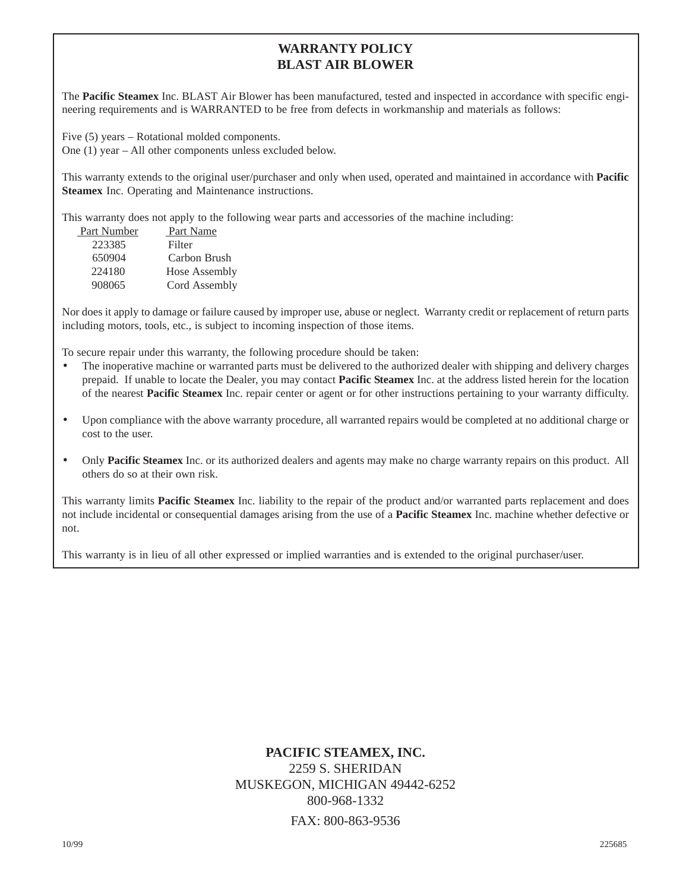## WARRANTY POLICY
## BLAST AIR BLOWER

The **Pacific Steamex** Inc. BLAST Air Blower has been manufactured, tested and inspected in accordance with specific engineering requirements and is WARRANTED to be free from defects in workmanship and materials as follows:

Five (5) years – Rotational molded components.
One (1) year – All other components unless excluded below.

This warranty extends to the original user/purchaser and only when used, operated and maintained in accordance with **Pacific Steamex** Inc. Operating and Maintenance instructions.

This warranty does not apply to the following wear parts and accessories of the machine including:

| Part Number | Part Name |
|---|---|
| 223385 | Filter |
| 650904 | Carbon Brush |
| 224180 | Hose Assembly |
| 908065 | Cord Assembly |

Nor does it apply to damage or failure caused by improper use, abuse or neglect. Warranty credit or replacement of return parts including motors, tools, etc., is subject to incoming inspection of those items.

To secure repair under this warranty, the following procedure should be taken:

- The inoperative machine or warranted parts must be delivered to the authorized dealer with shipping and delivery charges prepaid. If unable to locate the Dealer, you may contact **Pacific Steamex** Inc. at the address listed herein for the location of the nearest **Pacific Steamex** Inc. repair center or agent or for other instructions pertaining to your warranty difficulty.

- Upon compliance with the above warranty procedure, all warranted repairs would be completed at no additional charge or cost to the user.

- Only **Pacific Steamex** Inc. or its authorized dealers and agents may make no charge warranty repairs on this product. All others do so at their own risk.

This warranty limits **Pacific Steamex** Inc. liability to the repair of the product and/or warranted parts replacement and does not include incidental or consequential damages arising from the use of a **Pacific Steamex** Inc. machine whether defective or not.

This warranty is in lieu of all other expressed or implied warranties and is extended to the original purchaser/user.

**PACIFIC STEAMEX, INC.**
2259 S. SHERIDAN
MUSKEGON, MICHIGAN 49442-6252
800-968-1332
FAX: 800-863-9536

10/99 225685